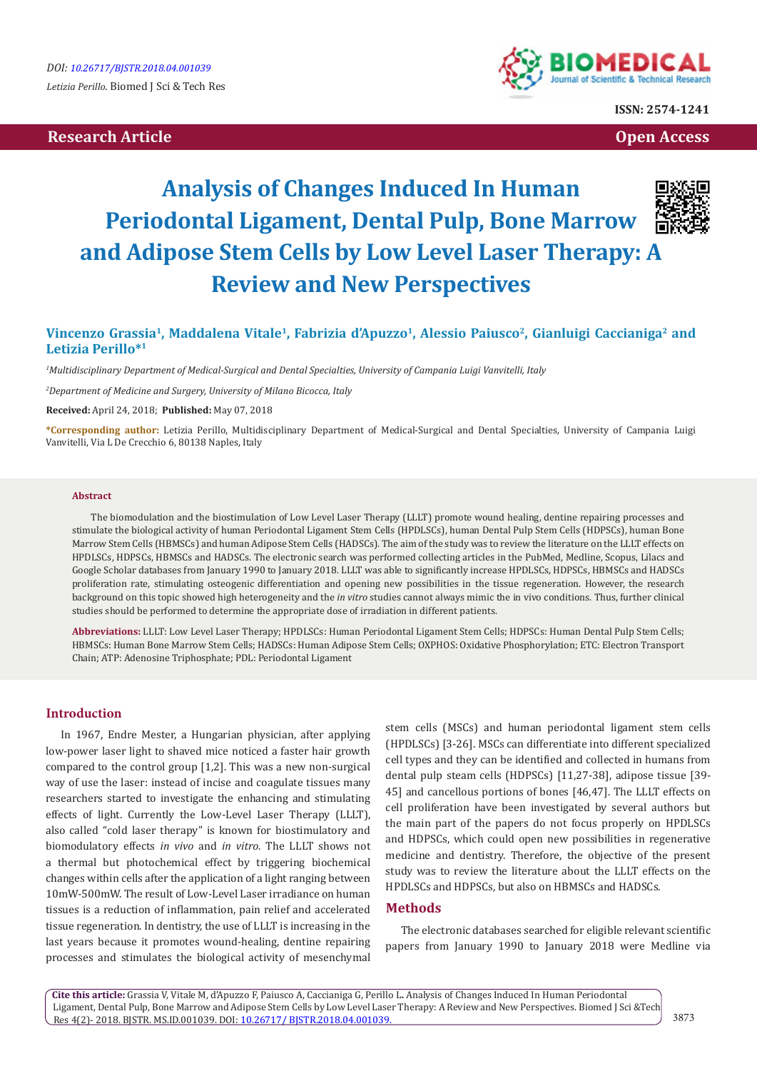Research Article

Open Access

# Analysis of Changes Induced In Human Periodontal Ligament, Dental Pulp, Bone Marrow and Adipose Stem Cells by Low Level Laser Therapy: A Review and New Perspectives

**Vincenzo Grassia[1], Maddalena Vitale[1], Fabrizia d'Apuzzo[1], Alessio Paiusco[2], Gianluigi Caccianiga[2] and Letizia Perillo*[1]**

[1]*Multidisciplinary Department of Medical-Surgical and Dental Specialties, University of Campania Luigi Vanvitelli, Italy*

[2]*Department of Medicine and Surgery, University of Milano Bicocca, Italy*

**Received:** April 24, 2018; **Published:** May 07, 2018

**\*Corresponding author:** Letizia Perillo, Multidisciplinary Department of Medical-Surgical and Dental Specialties, University of Campania Luigi Vanvitelli, Via L De Crecchio 6, 80138 Naples, Italy

### Abstract

The biomodulation and the biostimulation of Low Level Laser Therapy (LLLT) promote wound healing, dentine repairing processes and stimulate the biological activity of human Periodontal Ligament Stem Cells (HPDLSCs), human Dental Pulp Stem Cells (HDPSCs), human Bone Marrow Stem Cells (HBMSCs) and human Adipose Stem Cells (HADSCs). The aim of the study was to review the literature on the LLLT effects on HPDLSCs, HDPSCs, HBMSCs and HADSCs. The electronic search was performed collecting articles in the PubMed, Medline, Scopus, Lilacs and Google Scholar databases from January 1990 to January 2018. LLLT was able to significantly increase HPDLSCs, HDPSCs, HBMSCs and HADSCs proliferation rate, stimulating osteogenic differentiation and opening new possibilities in the tissue regeneration. However, the research background on this topic showed high heterogeneity and the *in vitro* studies cannot always mimic the in vivo conditions. Thus, further clinical studies should be performed to determine the appropriate dose of irradiation in different patients.

**Abbreviations:** LLLT: Low Level Laser Therapy; HPDLSCs: Human Periodontal Ligament Stem Cells; HDPSCs: Human Dental Pulp Stem Cells; HBMSCs: Human Bone Marrow Stem Cells; HADSCs: Human Adipose Stem Cells; OXPHOS: Oxidative Phosphorylation; ETC: Electron Transport Chain; ATP: Adenosine Triphosphate; PDL: Periodontal Ligament

## Introduction

In 1967, Endre Mester, a Hungarian physician, after applying low-power laser light to shaved mice noticed a faster hair growth compared to the control group [1,2]. This was a new non-surgical way of use the laser: instead of incise and coagulate tissues many researchers started to investigate the enhancing and stimulating effects of light. Currently the Low-Level Laser Therapy (LLLT), also called "cold laser therapy" is known for biostimulatory and biomodulatory effects *in vivo* and *in vitro*. The LLLT shows not a thermal but photochemical effect by triggering biochemical changes within cells after the application of a light ranging between 10mW-500mW. The result of Low-Level Laser irradiance on human tissues is a reduction of inflammation, pain relief and accelerated tissue regeneration. In dentistry, the use of LLLT is increasing in the last years because it promotes wound-healing, dentine repairing processes and stimulates the biological activity of mesenchymal stem cells (MSCs) and human periodontal ligament stem cells (HPDLSCs) [3-26]. MSCs can differentiate into different specialized cell types and they can be identified and collected in humans from dental pulp steam cells (HDPSCs) [11,27-38], adipose tissue [39-45] and cancellous portions of bones [46,47]. The LLLT effects on cell proliferation have been investigated by several authors but the main part of the papers do not focus properly on HPDLSCs and HDPSCs, which could open new possibilities in regenerative medicine and dentistry. Therefore, the objective of the present study was to review the literature about the LLLT effects on the HPDLSCs and HDPSCs, but also on HBMSCs and HADSCs.

## Methods

The electronic databases searched for eligible relevant scientific papers from January 1990 to January 2018 were Medline via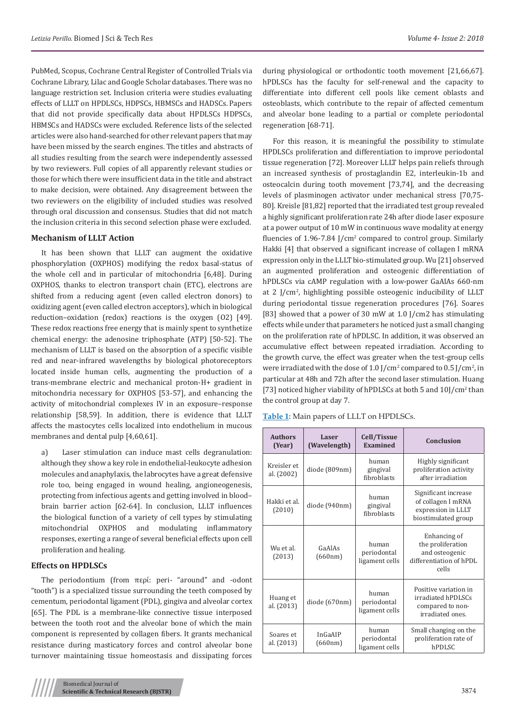PubMed, Scopus, Cochrane Central Register of Controlled Trials via Cochrane Library, Lilac and Google Scholar databases. There was no language restriction set. Inclusion criteria were studies evaluating effects of LLLT on HPDLSCs, HDPSCs, HBMSCs and HADSCs. Papers that did not provide specifically data about HPDLSCs HDPSCs, HBMSCs and HADSCs were excluded. Reference lists of the selected articles were also hand-searched for other relevant papers that may have been missed by the search engines. The titles and abstracts of all studies resulting from the search were independently assessed by two reviewers. Full copies of all apparently relevant studies or those for which there were insufficient data in the title and abstract to make decision, were obtained. Any disagreement between the two reviewers on the eligibility of included studies was resolved through oral discussion and consensus. Studies that did not match the inclusion criteria in this second selection phase were excluded.

## Mechanism of LLLT Action

It has been shown that LLLT can augment the oxidative phosphorylation (OXPHOS) modifying the redox basal-status of the whole cell and in particular of mitochondria [6,48]. During OXPHOS, thanks to electron transport chain (ETC), electrons are shifted from a reducing agent (even called electron donors) to oxidizing agent (even called electron acceptors), which in biological reduction–oxidation (redox) reactions is the oxygen ($O_2$) [49]. These redox reactions free energy that is mainly spent to synthetize chemical energy: the adenosine triphosphate (ATP) [50-52]. The mechanism of LLLT is based on the absorption of a specific visible red and near-infrared wavelengths by biological photoreceptors located inside human cells, augmenting the production of a trans-membrane electric and mechanical proton-$H^+$ gradient in mitochondria necessary for OXPHOS [53-57], and enhancing the activity of mitochondrial complexes IV in an exposure–response relationship [58,59]. In addition, there is evidence that LLLT affects the mastocytes cells localized into endothelium in mucous membranes and dental pulp [4,60,61].

a) Laser stimulation can induce mast cells degranulation: although they show a key role in endothelial-leukocyte adhesion molecules and anaphylaxis, the labrocytes have a great defensive role too, being engaged in wound healing, angioneogenesis, protecting from infectious agents and getting involved in blood–brain barrier action [62-64]. In conclusion, LLLT influences the biological function of a variety of cell types by stimulating mitochondrial OXPHOS and modulating inflammatory responses, exerting a range of several beneficial effects upon cell proliferation and healing.

## Effects on HPDLSCs

The periodontium (from περί: peri- "around" and -odont "tooth") is a specialized tissue surrounding the teeth composed by cementum, periodontal ligament (PDL), gingiva and alveolar cortex [65]. The PDL is a membrane-like connective tissue interposed between the tooth root and the alveolar bone of which the main component is represented by collagen fibers. It grants mechanical resistance during masticatory forces and control alveolar bone turnover maintaining tissue homeostasis and dissipating forces during physiological or orthodontic tooth movement [21,66,67]. hPDLSCs has the faculty for self-renewal and the capacity to differentiate into different cell pools like cement oblasts and osteoblasts, which contribute to the repair of affected cementum and alveolar bone leading to a partial or complete periodontal regeneration [68-71].

For this reason, it is meaningful the possibility to stimulate HPDLSCs proliferation and differentiation to improve periodontal tissue regeneration [72]. Moreover LLLT helps pain reliefs through an increased synthesis of prostaglandin E2, interleukin-1b and osteocalcin during tooth movement [73,74], and the decreasing levels of plasminogen activator under mechanical stress [70,75-80]. Kreisle [81,82] reported that the irradiated test group revealed a highly significant proliferation rate 24h after diode laser exposure at a power output of 10 mW in continuous wave modality at energy fluencies of 1.96-7.84 J/cm$^2$ compared to control group. Similarly Hakki [4] that observed a significant increase of collagen I mRNA expression only in the LLLT bio-stimulated group. Wu [21] observed an augmented proliferation and osteogenic differentiation of hPDLSCs via cAMP regulation with a low-power GaAlAs 660-nm at 2 J/cm$^2$, highlighting possible osteogenic inducibility of LLLT during periodontal tissue regeneration procedures [76]. Soares [83] showed that a power of 30 mW at 1.0 J/cm2 has stimulating effects while under that parameters he noticed just a small changing on the proliferation rate of hPDLSC. In addition, it was observed an accumulative effect between repeated irradiation. According to the growth curve, the effect was greater when the test-group cells were irradiated with the dose of 1.0 J/cm$^2$ compared to 0.5 J/cm$^2$, in particular at 48h and 72h after the second laser stimulation. Huang [73] noticed higher viability of hPDLSCs at both 5 and 10J/cm$^2$ than the control group at day 7.

**Table 1:** Main papers of LLLT on HPDLSCs.

| Authors (Year) | Laser (Wavelength) | Cell/Tissue Examined | Conclusion |
|---|---|---|---|
| Kreisler et al. (2002) | diode (809nm) | human gingival fibroblasts | Highly significant proliferation activity after irradiation |
| Hakki et al. (2010) | diode (940nm) | human gingival fibroblasts | Significant increase of collagen I mRNA expression in LLLT biostimulated group |
| Wu et al. (2013) | GaAlAs (660nm) | human periodontal ligament cells | Enhancing of the proliferation and osteogenic differentiation of hPDL cells |
| Huang et al. (2013) | diode (670nm) | human periodontal ligament cells | Positive variation in irradiated hPDLSCs compared to non-irradiated ones. |
| Soares et al. (2013) | InGaAIP (660nm) | human periodontal ligament cells | Small changing on the proliferation rate of hPDLSC |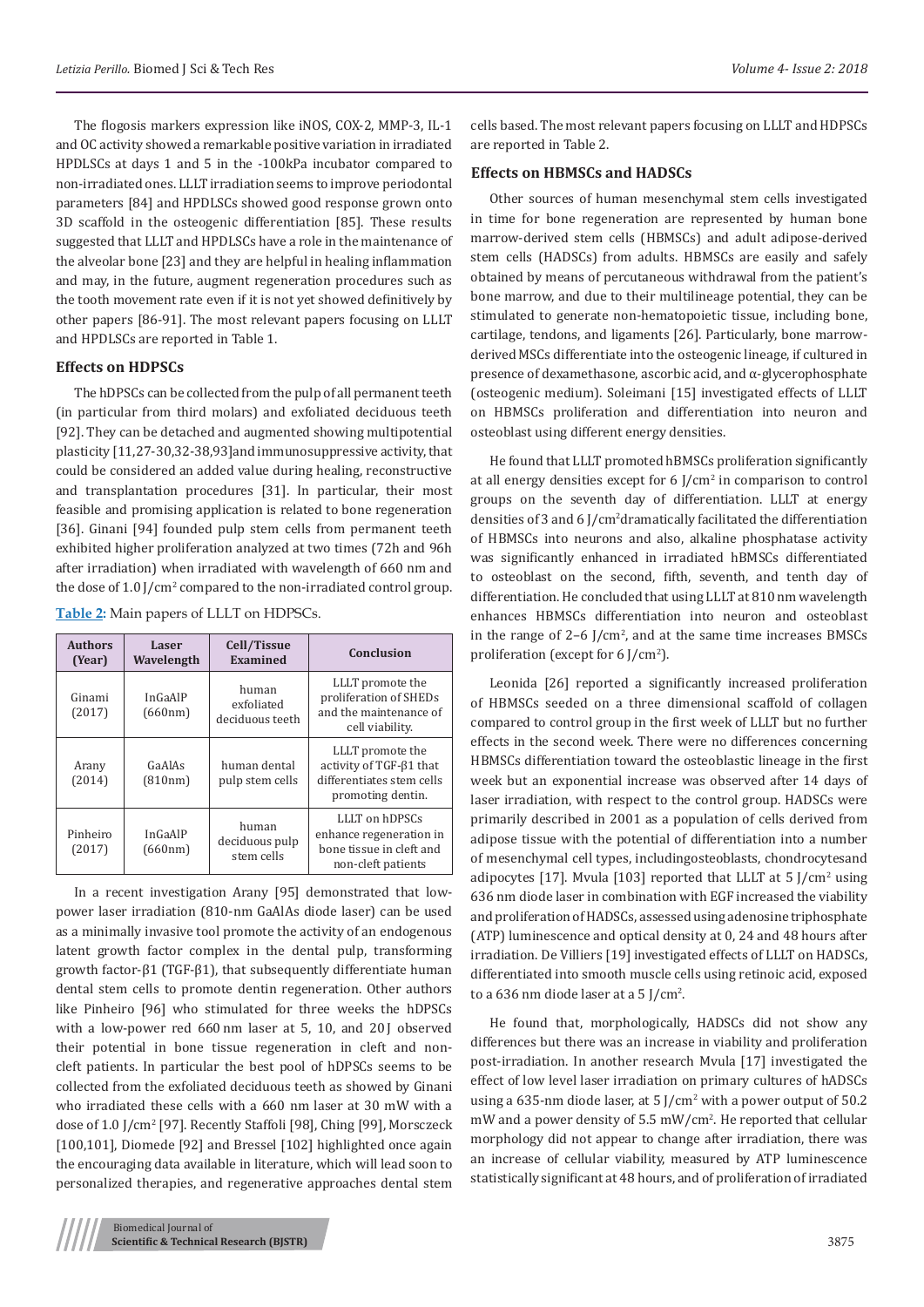The flogosis markers expression like iNOS, COX-2, MMP-3, IL-1 and OC activity showed a remarkable positive variation in irradiated HPDLSCs at days 1 and 5 in the -100kPa incubator compared to non-irradiated ones. LLLT irradiation seems to improve periodontal parameters [84] and HPDLSCs showed good response grown onto 3D scaffold in the osteogenic differentiation [85]. These results suggested that LLLT and HPDLSCs have a role in the maintenance of the alveolar bone [23] and they are helpful in healing inflammation and may, in the future, augment regeneration procedures such as the tooth movement rate even if it is not yet showed definitively by other papers [86-91]. The most relevant papers focusing on LLLT and HPDLSCs are reported in Table 1.

### Effects on HDPSCs

The hDPSCs can be collected from the pulp of all permanent teeth (in particular from third molars) and exfoliated deciduous teeth [92]. They can be detached and augmented showing multipotential plasticity [11,27-30,32-38,93]and immunosuppressive activity, that could be considered an added value during healing, reconstructive and transplantation procedures [31]. In particular, their most feasible and promising application is related to bone regeneration [36]. Ginani [94] founded pulp stem cells from permanent teeth exhibited higher proliferation analyzed at two times (72h and 96h after irradiation) when irradiated with wavelength of 660 nm and the dose of 1.0 J/cm$^2$ compared to the non-irradiated control group.

**Table 2:** Main papers of LLLT on HDPSCs.

| Authors (Year) | Laser Wavelength | Cell/Tissue Examined | Conclusion |
|---|---|---|---|
| Ginami (2017) | InGaAlP (660nm) | human exfoliated deciduous teeth | LLLT promote the proliferation of SHEDs and the maintenance of cell viability. |
| Arany (2014) | GaAlAs (810nm) | human dental pulp stem cells | LLLT promote the activity of TGF-β1 that differentiates stem cells promoting dentin. |
| Pinheiro (2017) | InGaAlP (660nm) | human deciduous pulp stem cells | LLLT on hDPSCs enhance regeneration in bone tissue in cleft and non-cleft patients |

In a recent investigation Arany [95] demonstrated that low-power laser irradiation (810-nm GaAlAs diode laser) can be used as a minimally invasive tool promote the activity of an endogenous latent growth factor complex in the dental pulp, transforming growth factor-β1 (TGF-β1), that subsequently differentiate human dental stem cells to promote dentin regeneration. Other authors like Pinheiro [96] who stimulated for three weeks the hDPSCs with a low-power red 660 nm laser at 5, 10, and 20 J observed their potential in bone tissue regeneration in cleft and non-cleft patients. In particular the best pool of hDPSCs seems to be collected from the exfoliated deciduous teeth as showed by Ginani who irradiated these cells with a 660 nm laser at 30 mW with a dose of 1.0 J/cm$^2$ [97]. Recently Staffoli [98], Ching [99], Morsczeck [100,101], Diomede [92] and Bressel [102] highlighted once again the encouraging data available in literature, which will lead soon to personalized therapies, and regenerative approaches dental stem cells based. The most relevant papers focusing on LLLT and HDPSCs are reported in Table 2.

### Effects on HBMSCs and HADSCs

Other sources of human mesenchymal stem cells investigated in time for bone regeneration are represented by human bone marrow-derived stem cells (HBMSCs) and adult adipose-derived stem cells (HADSCs) from adults. HBMSCs are easily and safely obtained by means of percutaneous withdrawal from the patient's bone marrow, and due to their multilineage potential, they can be stimulated to generate non-hematopoietic tissue, including bone, cartilage, tendons, and ligaments [26]. Particularly, bone marrow-derived MSCs differentiate into the osteogenic lineage, if cultured in presence of dexamethasone, ascorbic acid, and α-glycerophosphate (osteogenic medium). Soleimani [15] investigated effects of LLLT on HBMSCs proliferation and differentiation into neuron and osteoblast using different energy densities.

He found that LLLT promoted hBMSCs proliferation significantly at all energy densities except for 6 J/cm$^2$ in comparison to control groups on the seventh day of differentiation. LLLT at energy densities of 3 and 6 J/cm$^2$dramatically facilitated the differentiation of HBMSCs into neurons and also, alkaline phosphatase activity was significantly enhanced in irradiated hBMSCs differentiated to osteoblast on the second, fifth, seventh, and tenth day of differentiation. He concluded that using LLLT at 810 nm wavelength enhances HBMSCs differentiation into neuron and osteoblast in the range of 2–6 J/cm$^2$, and at the same time increases BMSCs proliferation (except for 6 J/cm$^2$).

Leonida [26] reported a significantly increased proliferation of HBMSCs seeded on a three dimensional scaffold of collagen compared to control group in the first week of LLLT but no further effects in the second week. There were no differences concerning HBMSCs differentiation toward the osteoblastic lineage in the first week but an exponential increase was observed after 14 days of laser irradiation, with respect to the control group. HADSCs were primarily described in 2001 as a population of cells derived from adipose tissue with the potential of differentiation into a number of mesenchymal cell types, includingosteoblasts, chondrocytesand adipocytes [17]. Mvula [103] reported that LLLT at 5 J/cm$^2$ using 636 nm diode laser in combination with EGF increased the viability and proliferation of HADSCs, assessed using adenosine triphosphate (ATP) luminescence and optical density at 0, 24 and 48 hours after irradiation. De Villiers [19] investigated effects of LLLT on HADSCs, differentiated into smooth muscle cells using retinoic acid, exposed to a 636 nm diode laser at a 5 J/cm$^2$.

He found that, morphologically, HADSCs did not show any differences but there was an increase in viability and proliferation post-irradiation. In another research Mvula [17] investigated the effect of low level laser irradiation on primary cultures of hADSCs using a 635-nm diode laser, at 5 J/cm$^2$ with a power output of 50.2 mW and a power density of 5.5 mW/cm$^2$. He reported that cellular morphology did not appear to change after irradiation, there was an increase of cellular viability, measured by ATP luminescence statistically significant at 48 hours, and of proliferation of irradiated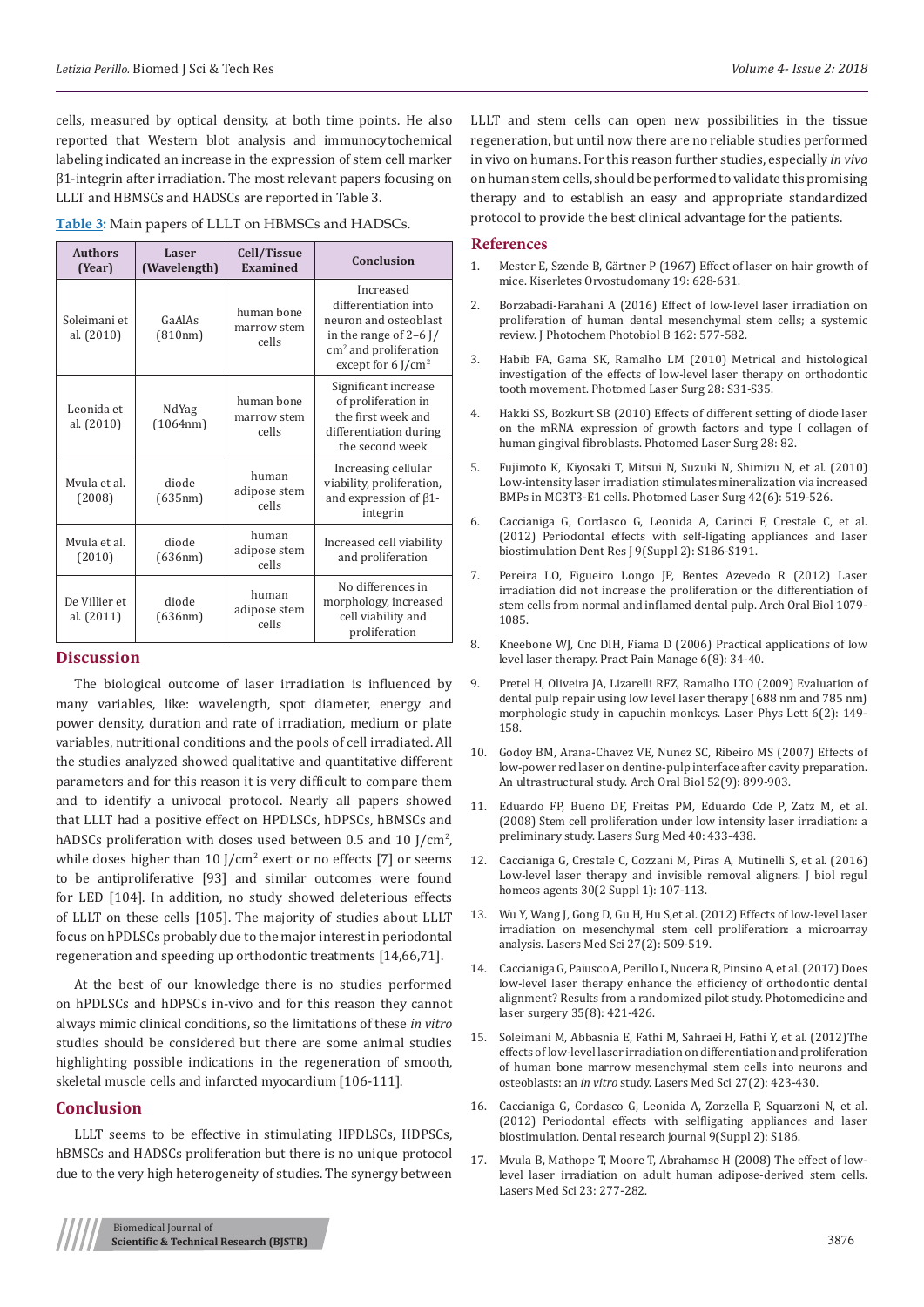cells, measured by optical density, at both time points. He also reported that Western blot analysis and immunocytochemical labeling indicated an increase in the expression of stem cell marker β1-integrin after irradiation. The most relevant papers focusing on LLLT and HBMSCs and HADSCs are reported in Table 3.

**Table 3:** Main papers of LLLT on HBMSCs and HADSCs.

| Authors (Year) | Laser (Wavelength) | Cell/Tissue Examined | Conclusion |
|---|---|---|---|
| Soleimani et al. (2010) | GaAlAs (810nm) | human bone marrow stem cells | Increased differentiation into neuron and osteoblast in the range of 2–6 J/cm$^2$ and proliferation except for 6 J/cm$^2$ |
| Leonida et al. (2010) | NdYag (1064nm) | human bone marrow stem cells | Significant increase of proliferation in the first week and differentiation during the second week |
| Mvula et al. (2008) | diode (635nm) | human adipose stem cells | Increasing cellular viability, proliferation, and expression of β1-integrin |
| Mvula et al. (2010) | diode (636nm) | human adipose stem cells | Increased cell viability and proliferation |
| De Villier et al. (2011) | diode (636nm) | human adipose stem cells | No differences in morphology, increased cell viability and proliferation |

## Discussion

The biological outcome of laser irradiation is influenced by many variables, like: wavelength, spot diameter, energy and power density, duration and rate of irradiation, medium or plate variables, nutritional conditions and the pools of cell irradiated. All the studies analyzed showed qualitative and quantitative different parameters and for this reason it is very difficult to compare them and to identify a univocal protocol. Nearly all papers showed that LLLT had a positive effect on HPDLSCs, hDPSCs, hBMSCs and hADSCs proliferation with doses used between 0.5 and 10 J/cm$^2$, while doses higher than 10 J/cm$^2$ exert or no effects [7] or seems to be antiproliferative [93] and similar outcomes were found for LED [104]. In addition, no study showed deleterious effects of LLLT on these cells [105]. The majority of studies about LLLT focus on hPDLSCs probably due to the major interest in periodontal regeneration and speeding up orthodontic treatments [14,66,71].

At the best of our knowledge there is no studies performed on hPDLSCs and hDPSCs in-vivo and for this reason they cannot always mimic clinical conditions, so the limitations of these *in vitro* studies should be considered but there are some animal studies highlighting possible indications in the regeneration of smooth, skeletal muscle cells and infarcted myocardium [106-111].

## Conclusion

LLLT seems to be effective in stimulating HPDLSCs, HDPSCs, hBMSCs and HADSCs proliferation but there is no unique protocol due to the very high heterogeneity of studies. The synergy between LLLT and stem cells can open new possibilities in the tissue regeneration, but until now there are no reliable studies performed in vivo on humans. For this reason further studies, especially *in vivo* on human stem cells, should be performed to validate this promising therapy and to establish an easy and appropriate standardized protocol to provide the best clinical advantage for the patients.

## References

1. Mester E, Szende B, Gärtner P (1967) Effect of laser on hair growth of mice. Kiserletes Orvostudomany 19: 628-631.
2. Borzabadi-Farahani A (2016) Effect of low-level laser irradiation on proliferation of human dental mesenchymal stem cells; a systemic review. J Photochem Photobiol B 162: 577-582.
3. Habib FA, Gama SK, Ramalho LM (2010) Metrical and histological investigation of the effects of low-level laser therapy on orthodontic tooth movement. Photomed Laser Surg 28: S31-S35.
4. Hakki SS, Bozkurt SB (2010) Effects of different setting of diode laser on the mRNA expression of growth factors and type I collagen of human gingival fibroblasts. Photomed Laser Surg 28: 82.
5. Fujimoto K, Kiyosaki T, Mitsui N, Suzuki N, Shimizu N, et al. (2010) Low-intensity laser irradiation stimulates mineralization via increased BMPs in MC3T3-E1 cells. Photomed Laser Surg 42(6): 519-526.
6. Caccianiga G, Cordasco G, Leonida A, Carinci F, Crestale C, et al. (2012) Periodontal effects with self-ligating appliances and laser biostimulation Dent Res J 9(Suppl 2): S186-S191.
7. Pereira LO, Figueiro Longo JP, Bentes Azevedo R (2012) Laser irradiation did not increase the proliferation or the differentiation of stem cells from normal and inflamed dental pulp. Arch Oral Biol 1079-1085.
8. Kneebone WJ, Cnc DIH, Fiama D (2006) Practical applications of low level laser therapy. Pract Pain Manage 6(8): 34-40.
9. Pretel H, Oliveira JA, Lizarelli RFZ, Ramalho LTO (2009) Evaluation of dental pulp repair using low level laser therapy (688 nm and 785 nm) morphologic study in capuchin monkeys. Laser Phys Lett 6(2): 149-158.
10. Godoy BM, Arana-Chavez VE, Nunez SC, Ribeiro MS (2007) Effects of low-power red laser on dentine-pulp interface after cavity preparation. An ultrastructural study. Arch Oral Biol 52(9): 899-903.
11. Eduardo FP, Bueno DF, Freitas PM, Eduardo Cde P, Zatz M, et al. (2008) Stem cell proliferation under low intensity laser irradiation: a preliminary study. Lasers Surg Med 40: 433-438.
12. Caccianiga G, Crestale C, Cozzani M, Piras A, Mutinelli S, et al. (2016) Low-level laser therapy and invisible removal aligners. J biol regul homeos agents 30(2 Suppl 1): 107-113.
13. Wu Y, Wang J, Gong D, Gu H, Hu S,et al. (2012) Effects of low-level laser irradiation on mesenchymal stem cell proliferation: a microarray analysis. Lasers Med Sci 27(2): 509-519.
14. Caccianiga G, Paiusco A, Perillo L, Nucera R, Pinsino A, et al. (2017) Does low-level laser therapy enhance the efficiency of orthodontic dental alignment? Results from a randomized pilot study. Photomedicine and laser surgery 35(8): 421-426.
15. Soleimani M, Abbasnia E, Fathi M, Sahraei H, Fathi Y, et al. (2012)The effects of low-level laser irradiation on differentiation and proliferation of human bone marrow mesenchymal stem cells into neurons and osteoblasts: an *in vitro* study. Lasers Med Sci 27(2): 423-430.
16. Caccianiga G, Cordasco G, Leonida A, Zorzella P, Squarzoni N, et al. (2012) Periodontal effects with selfligating appliances and laser biostimulation. Dental research journal 9(Suppl 2): S186.
17. Mvula B, Mathope T, Moore T, Abrahamse H (2008) The effect of low-level laser irradiation on adult human adipose-derived stem cells. Lasers Med Sci 23: 277-282.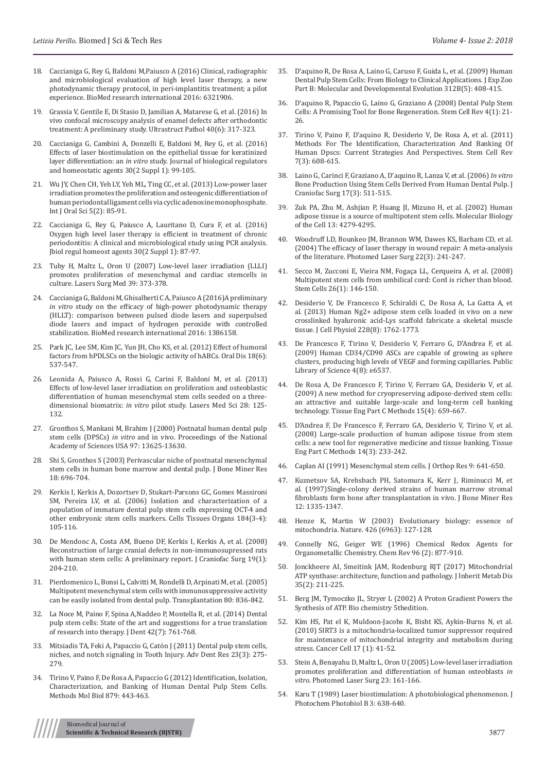18. Caccianiga G, Rey G, Baldoni M,Paiusco A (2016) Clinical, radiographic and microbiological evaluation of high level laser therapy, a new photodynamic therapy protocol, in peri-implantitis treatment; a pilot experience. BioMed research international 2016: 6321906.

19. Grassia V, Gentile E, Di Stasio D, Jamilian A, Matarese G, et al. (2016) In vivo confocal microscopy analysis of enamel defects after orthodontic treatment: A preliminary study. Ultrastruct Pathol 40(6): 317-323.

20. Caccianiga G, Cambini A, Donzelli E, Baldoni M, Rey G, et al. (2016) Effects of laser biostimulation on the epithelial tissue for keratinized layer differentiation: an *in vitro* study. Journal of biological regulators and homeostatic agents 30(2 Suppl 1): 99-105.

21. Wu JY, Chen CH, Yeh LY, Yeh ML, Ting CC, et al. (2013) Low-power laser irradiation promotes the proliferation and osteogenic differentiation of human periodontal ligament cells via cyclic adenosine monophosphate. Int J Oral Sci 5(2): 85-91.

22. Caccianiga G, Rey G, Paiusco A, Lauritano D, Cura F, et al. (2016) Oxygen high level laser therapy is efficient in treatment of chronic periodontitis: A clinical and microbiological study using PCR analysis. Jbiol regul homeost agents 30(2 Suppl 1): 87-97.

23. Tuby H, Maltz L, Oron U (2007) Low-level laser irradiation (LLLI) promotes proliferation of mesenchymal and cardiac stemcells in culture. Lasers Surg Med 39: 373-378.

24. Caccianiga G, Baldoni M, Ghisalberti C A, Paiusco A (2016)A preliminary *in vitro* study on the efficacy of high-power photodynamic therapy (HLLT): comparison between pulsed diode lasers and superpulsed diode lasers and impact of hydrogen peroxide with controlled stabilization. BioMed research international 2016: 1386158.

25. Park JC, Lee SM, Kim JC, Yun JH, Cho KS, et al. (2012) Effect of humoral factors from hPDLSCs on the biologic activity of hABCs. Oral Dis 18(6): 537-547.

26. Leonida A, Paiusco A, Rossi G, Carini F, Baldoni M, et al. (2013) Effects of low-level laser irradiation on proliferation and osteoblastic differentiation of human mesenchymal stem cells seeded on a three-dimensional biomatrix: *in vitro* pilot study. Lasers Med Sci 28: 125-132.

27. Gronthos S, Mankani M, Brahim J (2000) Postnatal human dental pulp stem cells (DPSCs) *in vitro* and in vivo. Proceedings of the National Academy of Sciences USA 97: 13625-13630.

28. Shi S, Gronthos S (2003) Perivascular niche of postnatal mesenchymal stem cells in human bone marrow and dental pulp. J Bone Miner Res 18: 696-704.

29. Kerkis I, Kerkis A, Dozortsev D, Stukart-Parsons GC, Gomes Massironi SM, Pereira LV, et al. (2006) Isolation and characterization of a population of immature dental pulp stem cells expressing OCT-4 and other embryonic stem cells markers. Cells Tissues Organs 184(3-4): 105-116.

30. De Mendonc A, Costa AM, Bueno DF, Kerkis I, Kerkis A, et al. (2008) Reconstruction of large cranial defects in non-immunosupressed rats with human stem cells: A preliminary report. J Craniofac Surg 19(1): 204-210.

31. Pierdomenico L, Bonsi L, Calvitti M, Rondelli D, Arpinati M, et al. (2005) Multipotent mesenchymal stem cells with immunosuppressive activity can be easily isolated from dental pulp. Transplantation 80: 836-842.

32. La Noce M, Paino F, Spina A,Naddeo P, Montella R, et al. (2014) Dental pulp stem cells: State of the art and suggestions for a true translation of research into therapy. J Dent 42(7): 761-768.

33. Mitsiadis TA, Feki A, Papaccio G, Catón J (2011) Dental pulp stem cells, niches, and notch signaling in Tooth Injury. Adv Dent Res 23(3): 275-279.

34. Tirino V, Paino F, De Rosa A, Papaccio G (2012) Identification, Isolation, Characterization, and Banking of Human Dental Pulp Stem Cells. Methods Mol Biol 879: 443-463.

35. D'aquino R, De Rosa A, Laino G, Caruso F, Guida L, et al. (2009) Human Dental Pulp Stem Cells: From Biology to Clinical Applications. J Exp Zoo Part B: Molecular and Developmental Evolution 312B(5): 408-415.

36. D'aquino R, Papaccio G, Laino G, Graziano A (2008) Dental Pulp Stem Cells: A Promising Tool for Bone Regeneration. Stem Cell Rev 4(1): 21-26.

37. Tirino V, Paino F, D'aquino R, Desiderio V, De Rosa A, et al. (2011) Methods For The Identification, Characterization And Banking Of Human Dpscs: Current Strategies And Perspectives. Stem Cell Rev 7(3): 608-615.

38. Laino G, Carinci F, Graziano A, D'aquino R, Lanza V, et al. (2006) *In vitro* Bone Production Using Stem Cells Derived From Human Dental Pulp. J Craniofac Surg 17(3): 511-515.

39. Zuk PA, Zhu M, Ashjian P, Huang JI, Mizuno H, et al. (2002) Human adipose tissue is a source of multipotent stem cells. Molecular Biology of the Cell 13: 4279-4295.

40. Woodruff LD, Bounkeo JM, Brannon WM, Dawes KS, Barham CD, et al. (2004) The efficacy of laser therapy in wound repair: A meta-analysis of the literature. Photomed Laser Surg 22(3): 241-247.

41. Secco M, Zucconi E, Vieira NM, Fogaça LL, Cerqueira A, et al. (2008) Multipotent stem cells from umbilical cord: Cord is richer than blood. Stem Cells 26(1): 146-150.

42. Desiderio V, De Francesco F, Schiraldi C, De Rosa A, La Gatta A, et al. (2013) Human Ng2+ adipose stem cells loaded in vivo on a new crosslinked hyaluronic acid-Lys scaffold fabricate a skeletal muscle tissue. J Cell Physiol 228(8): 1762-1773.

43. De Francesco F, Tirino V, Desiderio V, Ferraro G, D'Andrea F, et al. (2009) Human CD34/CD90 ASCs are capable of growing as sphere clusters, producing high levels of VEGF and forming capillaries. Public Library of Science 4(8): e6537.

44. De Rosa A, De Francesco F, Tirino V, Ferraro GA, Desiderio V, et al. (2009) A new method for cryopreserving adipose-derived stem cells: an attractive and suitable large-scale and long-term cell banking technology. Tissue Eng Part C Methods 15(4): 659-667.

45. D'Andrea F, De Francesco F, Ferraro GA, Desiderio V, Tirino V, et al. (2008) Large-scale production of human adipose tissue from stem cells: a new tool for regenerative medicine and tissue banking. Tissue Eng Part C Methods 14(3): 233-242.

46. Caplan AI (1991) Mesenchymal stem cells. J Orthop Res 9: 641-650.

47. Kuznetsov SA, Krebsbach PH, Satomura K, Kerr J, Riminucci M, et al. (1997)Single-colony derived strains of human marrow stromal fibroblasts form bone after transplantation in vivo. J Bone Miner Res 12: 1335-1347.

48. Henze K, Martin W (2003) Evolutionary biology: essence of mitochondria. Nature. 426 (6963): 127-128.

49. Connelly NG, Geiger WE (1996) Chemical Redox Agents for Organometallic Chemistry. Chem Rev 96 (2): 877-910.

50. Jonckheere AI, Smeitink JAM, Rodenburg RJT (2017) Mitochondrial ATP synthase: architecture, function and pathology. J Inherit Metab Dis 35(2): 211-225.

51. Berg JM, Tymoczko JL, Stryer L (2002) A Proton Gradient Powers the Synthesis of ATP. Bio chemistry 5thedition.

52. Kim HS, Pat el K, Muldoon-Jacobs K, Bisht KS, Aykin-Burns N, et al. (2010) SIRT3 is a mitochondria-localized tumor suppressor required for maintenance of mitochondrial integrity and metabolism during stress. Cancer Cell 17 (1): 41-52.

53. Stein A, Benayahu D, Maltz L, Oron U (2005) Low-level laser irradiation promotes proliferation and differentiation of human osteoblasts *in vitro*. Photomed Laser Surg 23: 161-166.

54. Karu T (1989) Laser biostimulation: A photobiological phenomenon. J Photochem Photobiol B 3: 638-640.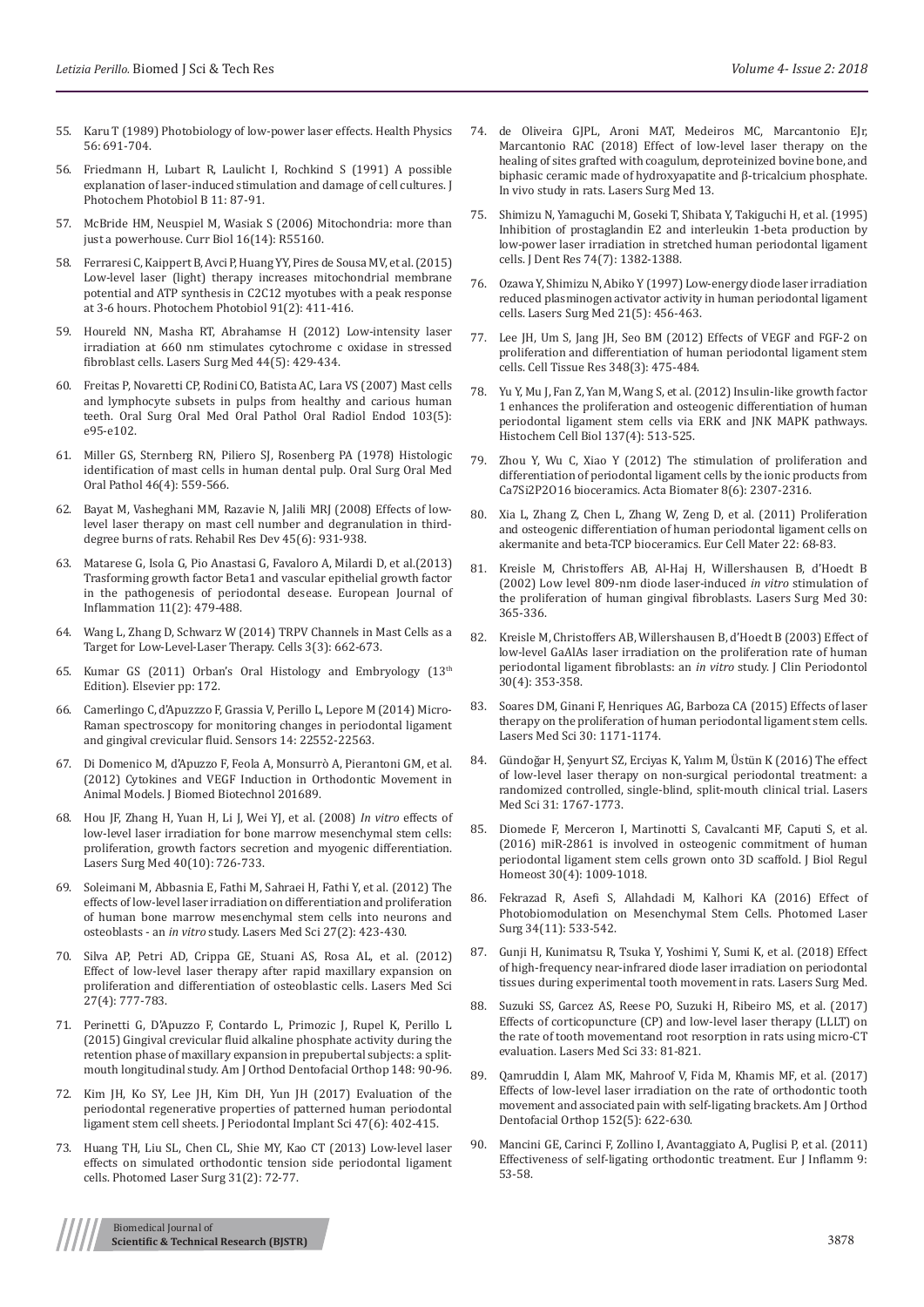55. Karu T (1989) Photobiology of low-power laser effects. Health Physics 56: 691-704.

56. Friedmann H, Lubart R, Laulicht I, Rochkind S (1991) A possible explanation of laser-induced stimulation and damage of cell cultures. J Photochem Photobiol B 11: 87-91.

57. McBride HM, Neuspiel M, Wasiak S (2006) Mitochondria: more than just a powerhouse. Curr Biol 16(14): R55160.

58. Ferraresi C, Kaippert B, Avci P, Huang YY, Pires de Sousa MV, et al. (2015) Low-level laser (light) therapy increases mitochondrial membrane potential and ATP synthesis in C2C12 myotubes with a peak response at 3-6 hours. Photochem Photobiol 91(2): 411-416.

59. Houreld NN, Masha RT, Abrahamse H (2012) Low-intensity laser irradiation at 660 nm stimulates cytochrome c oxidase in stressed fibroblast cells. Lasers Surg Med 44(5): 429-434.

60. Freitas P, Novaretti CP, Rodini CO, Batista AC, Lara VS (2007) Mast cells and lymphocyte subsets in pulps from healthy and carious human teeth. Oral Surg Oral Med Oral Pathol Oral Radiol Endod 103(5): e95-e102.

61. Miller GS, Sternberg RN, Piliero SJ, Rosenberg PA (1978) Histologic identification of mast cells in human dental pulp. Oral Surg Oral Med Oral Pathol 46(4): 559-566.

62. Bayat M, Vasheghani MM, Razavie N, Jalili MRJ (2008) Effects of low-level laser therapy on mast cell number and degranulation in third-degree burns of rats. Rehabil Res Dev 45(6): 931-938.

63. Matarese G, Isola G, Pio Anastasi G, Favaloro A, Milardi D, et al.(2013) Trasforming growth factor Beta1 and vascular epithelial growth factor in the pathogenesis of periodontal desease. European Journal of Inflammation 11(2): 479-488.

64. Wang L, Zhang D, Schwarz W (2014) TRPV Channels in Mast Cells as a Target for Low-Level-Laser Therapy. Cells 3(3): 662-673.

65. Kumar GS (2011) Orban's Oral Histology and Embryology (13th Edition). Elsevier pp: 172.

66. Camerlingo C, d'Apuzzzo F, Grassia V, Perillo L, Lepore M (2014) Micro-Raman spectroscopy for monitoring changes in periodontal ligament and gingival crevicular fluid. Sensors 14: 22552-22563.

67. Di Domenico M, d'Apuzzo F, Feola A, Monsurrò A, Pierantoni GM, et al. (2012) Cytokines and VEGF Induction in Orthodontic Movement in Animal Models. J Biomed Biotechnol 201689.

68. Hou JF, Zhang H, Yuan H, Li J, Wei YJ, et al. (2008) *In vitro* effects of low-level laser irradiation for bone marrow mesenchymal stem cells: proliferation, growth factors secretion and myogenic differentiation. Lasers Surg Med 40(10): 726-733.

69. Soleimani M, Abbasnia E, Fathi M, Sahraei H, Fathi Y, et al. (2012) The effects of low-level laser irradiation on differentiation and proliferation of human bone marrow mesenchymal stem cells into neurons and osteoblasts - an *in vitro* study. Lasers Med Sci 27(2): 423-430.

70. Silva AP, Petri AD, Crippa GE, Stuani AS, Rosa AL, et al. (2012) Effect of low-level laser therapy after rapid maxillary expansion on proliferation and differentiation of osteoblastic cells. Lasers Med Sci 27(4): 777-783.

71. Perinetti G, D'Apuzzo F, Contardo L, Primozic J, Rupel K, Perillo L (2015) Gingival crevicular fluid alkaline phosphate activity during the retention phase of maxillary expansion in prepubertal subjects: a split-mouth longitudinal study. Am J Orthod Dentofacial Orthop 148: 90-96.

72. Kim JH, Ko SY, Lee JH, Kim DH, Yun JH (2017) Evaluation of the periodontal regenerative properties of patterned human periodontal ligament stem cell sheets. J Periodontal Implant Sci 47(6): 402-415.

73. Huang TH, Liu SL, Chen CL, Shie MY, Kao CT (2013) Low-level laser effects on simulated orthodontic tension side periodontal ligament cells. Photomed Laser Surg 31(2): 72-77.

74. de Oliveira GJPL, Aroni MAT, Medeiros MC, Marcantonio EJr, Marcantonio RAC (2018) Effect of low-level laser therapy on the healing of sites grafted with coagulum, deproteinized bovine bone, and biphasic ceramic made of hydroxyapatite and β-tricalcium phosphate. In vivo study in rats. Lasers Surg Med 13.

75. Shimizu N, Yamaguchi M, Goseki T, Shibata Y, Takiguchi H, et al. (1995) Inhibition of prostaglandin E2 and interleukin 1-beta production by low-power laser irradiation in stretched human periodontal ligament cells. J Dent Res 74(7): 1382-1388.

76. Ozawa Y, Shimizu N, Abiko Y (1997) Low-energy diode laser irradiation reduced plasminogen activator activity in human periodontal ligament cells. Lasers Surg Med 21(5): 456-463.

77. Lee JH, Um S, Jang JH, Seo BM (2012) Effects of VEGF and FGF-2 on proliferation and differentiation of human periodontal ligament stem cells. Cell Tissue Res 348(3): 475-484.

78. Yu Y, Mu J, Fan Z, Yan M, Wang S, et al. (2012) Insulin-like growth factor 1 enhances the proliferation and osteogenic differentiation of human periodontal ligament stem cells via ERK and JNK MAPK pathways. Histochem Cell Biol 137(4): 513-525.

79. Zhou Y, Wu C, Xiao Y (2012) The stimulation of proliferation and differentiation of periodontal ligament cells by the ionic products from Ca7Si2P2O16 bioceramics. Acta Biomater 8(6): 2307-2316.

80. Xia L, Zhang Z, Chen L, Zhang W, Zeng D, et al. (2011) Proliferation and osteogenic differentiation of human periodontal ligament cells on akermanite and beta-TCP bioceramics. Eur Cell Mater 22: 68-83.

81. Kreisle M, Christoffers AB, Al-Haj H, Willershausen B, d'Hoedt B (2002) Low level 809-nm diode laser-induced *in vitro* stimulation of the proliferation of human gingival fibroblasts. Lasers Surg Med 30: 365-336.

82. Kreisle M, Christoffers AB, Willershausen B, d'Hoedt B (2003) Effect of low-level GaAlAs laser irradiation on the proliferation rate of human periodontal ligament fibroblasts: an *in vitro* study. J Clin Periodontol 30(4): 353-358.

83. Soares DM, Ginani F, Henriques AG, Barboza CA (2015) Effects of laser therapy on the proliferation of human periodontal ligament stem cells. Lasers Med Sci 30: 1171-1174.

84. Gündoğar H, Şenyurt SZ, Erciyas K, Yalım M, Üstün K (2016) The effect of low-level laser therapy on non-surgical periodontal treatment: a randomized controlled, single-blind, split-mouth clinical trial. Lasers Med Sci 31: 1767-1773.

85. Diomede F, Merceron I, Martinotti S, Cavalcanti MF, Caputi S, et al. (2016) miR-2861 is involved in osteogenic commitment of human periodontal ligament stem cells grown onto 3D scaffold. J Biol Regul Homeost 30(4): 1009-1018.

86. Fekrazad R, Asefi S, Allahdadi M, Kalhori KA (2016) Effect of Photobiomodulation on Mesenchymal Stem Cells. Photomed Laser Surg 34(11): 533-542.

87. Gunji H, Kunimatsu R, Tsuka Y, Yoshimi Y, Sumi K, et al. (2018) Effect of high-frequency near-infrared diode laser irradiation on periodontal tissues during experimental tooth movement in rats. Lasers Surg Med.

88. Suzuki SS, Garcez AS, Reese PO, Suzuki H, Ribeiro MS, et al. (2017) Effects of corticopuncture (CP) and low-level laser therapy (LLLT) on the rate of tooth movementand root resorption in rats using micro-CT evaluation. Lasers Med Sci 33: 81-821.

89. Qamruddin I, Alam MK, Mahroof V, Fida M, Khamis MF, et al. (2017) Effects of low-level laser irradiation on the rate of orthodontic tooth movement and associated pain with self-ligating brackets. Am J Orthod Dentofacial Orthop 152(5): 622-630.

90. Mancini GE, Carinci F, Zollino I, Avantaggiato A, Puglisi P, et al. (2011) Effectiveness of self-ligating orthodontic treatment. Eur J Inflamm 9: 53-58.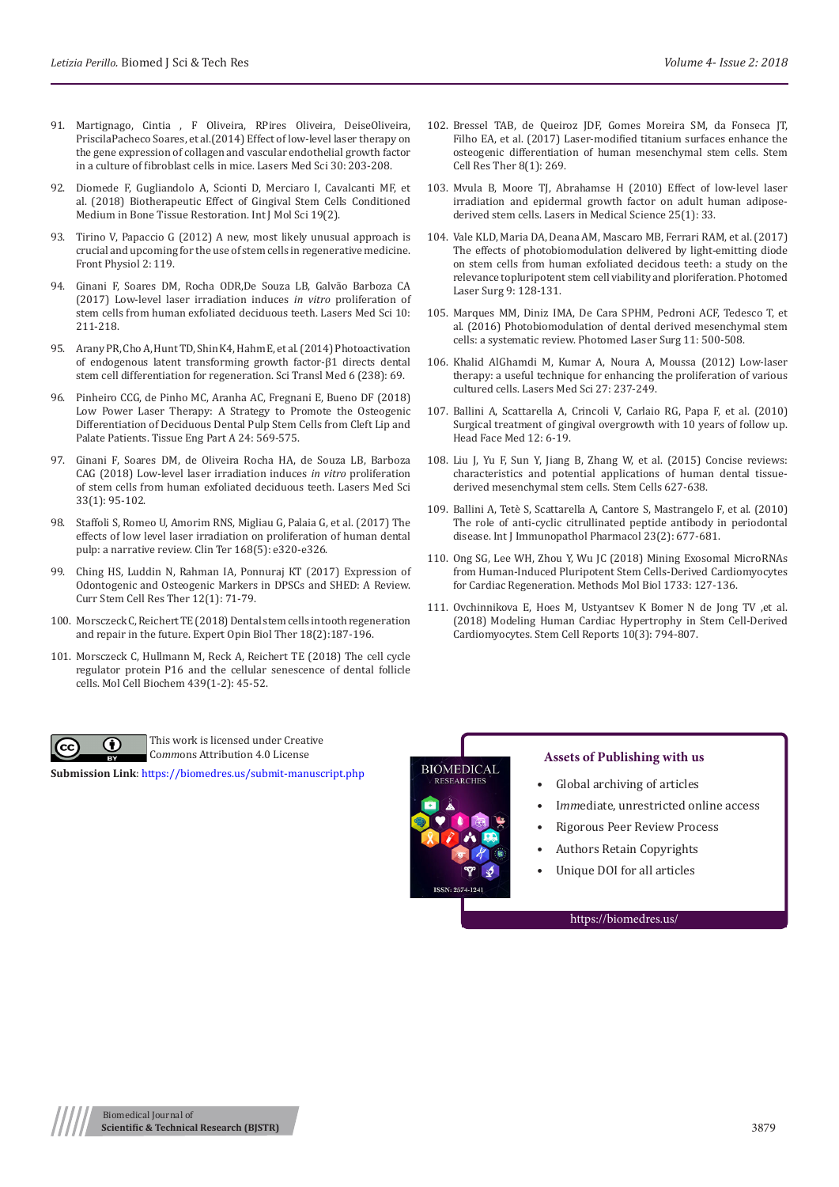91. Martignago, Cintia , F Oliveira, RPires Oliveira, DeiseOliveira, PriscilaPacheco Soares, et al.(2014) Effect of low-level laser therapy on the gene expression of collagen and vascular endothelial growth factor in a culture of fibroblast cells in mice. Lasers Med Sci 30: 203-208.

92. Diomede F, Gugliandolo A, Scionti D, Merciaro I, Cavalcanti MF, et al. (2018) Biotherapeutic Effect of Gingival Stem Cells Conditioned Medium in Bone Tissue Restoration. Int J Mol Sci 19(2).

93. Tirino V, Papaccio G (2012) A new, most likely unusual approach is crucial and upcoming for the use of stem cells in regenerative medicine. Front Physiol 2: 119.

94. Ginani F, Soares DM, Rocha ODR,De Souza LB, Galvão Barboza CA (2017) Low-level laser irradiation induces *in vitro* proliferation of stem cells from human exfoliated deciduous teeth. Lasers Med Sci 10: 211-218.

95. Arany PR, Cho A, Hunt TD, Shin K4, Hahm E, et al. (2014) Photoactivation of endogenous latent transforming growth factor-β1 directs dental stem cell differentiation for regeneration. Sci Transl Med 6 (238): 69.

96. Pinheiro CCG, de Pinho MC, Aranha AC, Fregnani E, Bueno DF (2018) Low Power Laser Therapy: A Strategy to Promote the Osteogenic Differentiation of Deciduous Dental Pulp Stem Cells from Cleft Lip and Palate Patients. Tissue Eng Part A 24: 569-575.

97. Ginani F, Soares DM, de Oliveira Rocha HA, de Souza LB, Barboza CAG (2018) Low-level laser irradiation induces *in vitro* proliferation of stem cells from human exfoliated deciduous teeth. Lasers Med Sci 33(1): 95-102.

98. Staffoli S, Romeo U, Amorim RNS, Migliau G, Palaia G, et al. (2017) The effects of low level laser irradiation on proliferation of human dental pulp: a narrative review. Clin Ter 168(5): e320-e326.

99. Ching HS, Luddin N, Rahman IA, Ponnuraj KT (2017) Expression of Odontogenic and Osteogenic Markers in DPSCs and SHED: A Review. Curr Stem Cell Res Ther 12(1): 71-79.

100. Morsczeck C, Reichert TE (2018) Dental stem cells in tooth regeneration and repair in the future. Expert Opin Biol Ther 18(2):187-196.

101. Morsczeck C, Hullmann M, Reck A, Reichert TE (2018) The cell cycle regulator protein P16 and the cellular senescence of dental follicle cells. Mol Cell Biochem 439(1-2): 45-52.

102. Bressel TAB, de Queiroz JDF, Gomes Moreira SM, da Fonseca JT, Filho EA, et al. (2017) Laser-modified titanium surfaces enhance the osteogenic differentiation of human mesenchymal stem cells. Stem Cell Res Ther 8(1): 269.

103. Mvula B, Moore TJ, Abrahamse H (2010) Effect of low-level laser irradiation and epidermal growth factor on adult human adipose-derived stem cells. Lasers in Medical Science 25(1): 33.

104. Vale KLD, Maria DA, Deana AM, Mascaro MB, Ferrari RAM, et al. (2017) The effects of photobiomodulation delivered by light-emitting diode on stem cells from human exfoliated decidous teeth: a study on the relevance topluripotent stem cell viability and ploriferation. Photomed Laser Surg 9: 128-131.

105. Marques MM, Diniz IMA, De Cara SPHM, Pedroni ACF, Tedesco T, et al. (2016) Photobiomodulation of dental derived mesenchymal stem cells: a systematic review. Photomed Laser Surg 11: 500-508.

106. Khalid AlGhamdi M, Kumar A, Noura A, Moussa (2012) Low-laser therapy: a useful technique for enhancing the proliferation of various cultured cells. Lasers Med Sci 27: 237-249.

107. Ballini A, Scattarella A, Crincoli V, Carlaio RG, Papa F, et al. (2010) Surgical treatment of gingival overgrowth with 10 years of follow up. Head Face Med 12: 6-19.

108. Liu J, Yu F, Sun Y, Jiang B, Zhang W, et al. (2015) Concise reviews: characteristics and potential applications of human dental tissue-derived mesenchymal stem cells. Stem Cells 627-638.

109. Ballini A, Tetè S, Scattarella A, Cantore S, Mastrangelo F, et al. (2010) The role of anti-cyclic citrullinated peptide antibody in periodontal disease. Int J Immunopathol Pharmacol 23(2): 677-681.

110. Ong SG, Lee WH, Zhou Y, Wu JC (2018) Mining Exosomal MicroRNAs from Human-Induced Pluripotent Stem Cells-Derived Cardiomyocytes for Cardiac Regeneration. Methods Mol Biol 1733: 127-136.

111. Ovchinnikova E, Hoes M, Ustyantsev K Bomer N de Jong TV ,et al. (2018) Modeling Human Cardiac Hypertrophy in Stem Cell-Derived Cardiomyocytes. Stem Cell Reports 10(3): 794-807.

This work is licensed under Creative Commons Attribution 4.0 License

**Submission Link**: https://biomedres.us/submit-manuscript.php

**Assets of Publishing with us**

- Global archiving of articles
- Immediate, unrestricted online access
- Rigorous Peer Review Process
- Authors Retain Copyrights
- Unique DOI for all articles

https://biomedres.us/